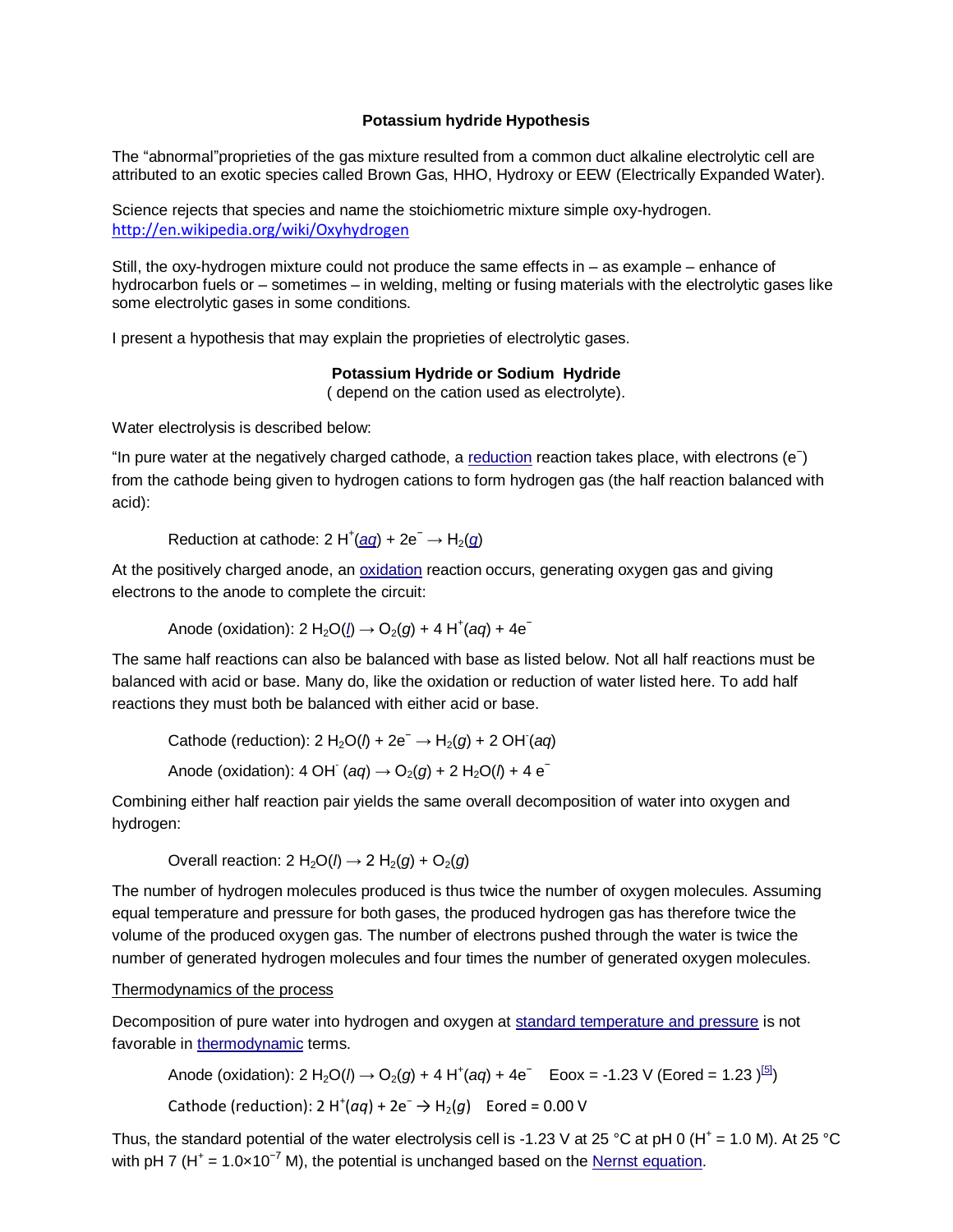# Potassium hydride Hypothesis

The “abnormal”proprieties of the gas mixture resulted from a common duct alkaline electrolytic cell are attributed to an exotic species called Brown Gas, HHO, Hydroxy or EEW (Electrically Expanded Water).

Science rejects that species and name the stoichiometric mixture simple oxy-hydrogen. http://en.wikipedia.org/wiki/Oxyhydrogen

Still, the oxy-hydrogen mixture could not produce the same effects in – as example – enhance of hydrocarbon fuels or – sometimes – in welding, melting or fusing materials with the electrolytic gases like some electrolytic gases in some conditions.

I present a hypothesis that may explain the proprieties of electrolytic gases.

## Potassium Hydride or Sodium Hydride

( depend on the cation used as electrolyte).

Water electrolysis is described below:

“In pure water at the negatively charged cathode, a reduction reaction takes place, with electrons ($e^-$) from the cathode being given to hydrogen cations to form hydrogen gas (the half reaction balanced with acid):

Reduction at cathode: $2\ H^+(aq) + 2e^- \rightarrow H_2(g)$

At the positively charged anode, an oxidation reaction occurs, generating oxygen gas and giving electrons to the anode to complete the circuit:

Anode (oxidation): $2\ H_2O(l) \rightarrow O_2(g) + 4\ H^+(aq) + 4e^-$

The same half reactions can also be balanced with base as listed below. Not all half reactions must be balanced with acid or base. Many do, like the oxidation or reduction of water listed here. To add half reactions they must both be balanced with either acid or base.

Cathode (reduction): $2\ H_2O(l) + 2e^- \rightarrow H_2(g) + 2\ OH^-(aq)$

Anode (oxidation): $4\ OH^-\ (aq) \rightarrow O_2(g) + 2\ H_2O(l) + 4\ e^-$

Combining either half reaction pair yields the same overall decomposition of water into oxygen and hydrogen:

Overall reaction: $2\ H_2O(l) \rightarrow 2\ H_2(g) + O_2(g)$

The number of hydrogen molecules produced is thus twice the number of oxygen molecules. Assuming equal temperature and pressure for both gases, the produced hydrogen gas has therefore twice the volume of the produced oxygen gas. The number of electrons pushed through the water is twice the number of generated hydrogen molecules and four times the number of generated oxygen molecules.

Thermodynamics of the process

Decomposition of pure water into hydrogen and oxygen at standard temperature and pressure is not favorable in thermodynamic terms.

Anode (oxidation): $2\ H_2O(l) \rightarrow O_2(g) + 4\ H^+(aq) + 4e^-$ Eoox = -1.23 V (Eored = 1.23 )[5])

Cathode (reduction): $2\ H^+(aq) + 2e^- \rightarrow H_2(g)$ Eored = 0.00 V

Thus, the standard potential of the water electrolysis cell is -1.23 V at 25 °C at pH 0 ($H^+$ = 1.0 M). At 25 °C with pH 7 ($H^+ = 1.0\times10^{-7}$ M), the potential is unchanged based on the Nernst equation.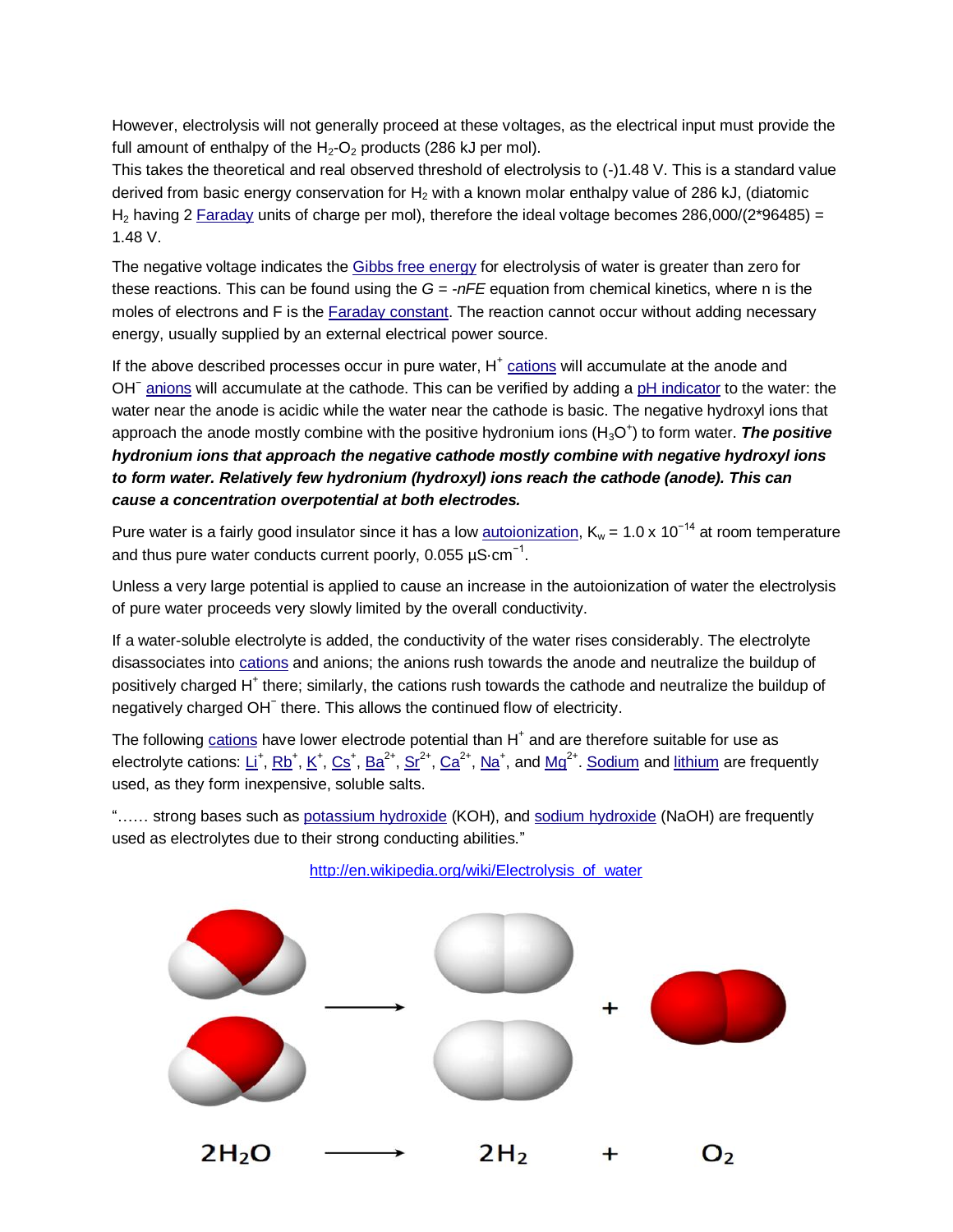However, electrolysis will not generally proceed at these voltages, as the electrical input must provide the full amount of enthalpy of the $H_2$-$O_2$ products (286 kJ per mol).

This takes the theoretical and real observed threshold of electrolysis to (-)1.48 V. This is a standard value derived from basic energy conservation for $H_2$ with a known molar enthalpy value of 286 kJ, (diatomic $H_2$ having 2 Faraday units of charge per mol), therefore the ideal voltage becomes 286,000/(2*96485) = 1.48 V.

The negative voltage indicates the Gibbs free energy for electrolysis of water is greater than zero for these reactions. This can be found using the $G = -nFE$ equation from chemical kinetics, where n is the moles of electrons and F is the Faraday constant. The reaction cannot occur without adding necessary energy, usually supplied by an external electrical power source.

If the above described processes occur in pure water, $H^+$ cations will accumulate at the anode and $OH^-$ anions will accumulate at the cathode. This can be verified by adding a pH indicator to the water: the water near the anode is acidic while the water near the cathode is basic. The negative hydroxyl ions that approach the anode mostly combine with the positive hydronium ions ($H_3O^+$) to form water. ***The positive hydronium ions that approach the negative cathode mostly combine with negative hydroxyl ions to form water. Relatively few hydronium (hydroxyl) ions reach the cathode (anode). This can cause a concentration overpotential at both electrodes.***

Pure water is a fairly good insulator since it has a low autoionization, $K_w = 1.0 \times 10^{-14}$ at room temperature and thus pure water conducts current poorly, 0.055 $\mu S \cdot cm^{-1}$.

Unless a very large potential is applied to cause an increase in the autoionization of water the electrolysis of pure water proceeds very slowly limited by the overall conductivity.

If a water-soluble electrolyte is added, the conductivity of the water rises considerably. The electrolyte disassociates into cations and anions; the anions rush towards the anode and neutralize the buildup of positively charged $H^+$ there; similarly, the cations rush towards the cathode and neutralize the buildup of negatively charged $OH^-$ there. This allows the continued flow of electricity.

The following cations have lower electrode potential than $H^+$ and are therefore suitable for use as electrolyte cations: $Li^+$, $Rb^+$, $K^+$, $Cs^+$, $Ba^{2+}$, $Sr^{2+}$, $Ca^{2+}$, $Na^+$, and $Mg^{2+}$. Sodium and lithium are frequently used, as they form inexpensive, soluble salts.

"…… strong bases such as potassium hydroxide (KOH), and sodium hydroxide (NaOH) are frequently used as electrolytes due to their strong conducting abilities."

http://en.wikipedia.org/wiki/Electrolysis_of_water

$$2H_2O \longrightarrow 2H_2 + O_2$$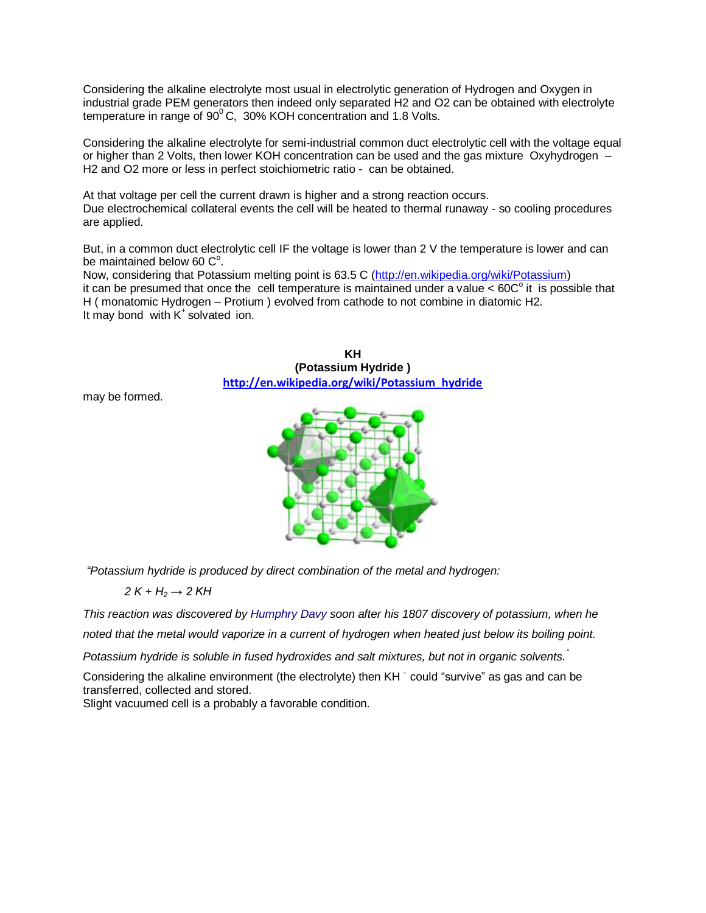Considering the alkaline electrolyte most usual in electrolytic generation of Hydrogen and Oxygen in industrial grade PEM generators then indeed only separated H2 and O2 can be obtained with electrolyte temperature in range of $90^0$ C, 30% KOH concentration and 1.8 Volts.

Considering the alkaline electrolyte for semi-industrial common duct electrolytic cell with the voltage equal or higher than 2 Volts, then lower KOH concentration can be used and the gas mixture Oxyhydrogen – H2 and O2 more or less in perfect stoichiometric ratio - can be obtained.

At that voltage per cell the current drawn is higher and a strong reaction occurs.
Due electrochemical collateral events the cell will be heated to thermal runaway - so cooling procedures are applied.

But, in a common duct electrolytic cell IF the voltage is lower than 2 V the temperature is lower and can be maintained below 60 $C^o$.
Now, considering that Potassium melting point is 63.5 C (http://en.wikipedia.org/wiki/Potassium)
it can be presumed that once the cell temperature is maintained under a value < $60C^o$ it is possible that H ( monatomic Hydrogen – Protium ) evolved from cathode to not combine in diatomic H2.
It may bond with $K^+$ solvated ion.

**KH**
**(Potassium Hydride )**
**http://en.wikipedia.org/wiki/Potassium_hydride**

may be formed.

*"Potassium hydride is produced by direct combination of the metal and hydrogen:*

$$2\,K + H_2 \rightarrow 2\,KH$$

*This reaction was discovered by Humphry Davy soon after his 1807 discovery of potassium, when he noted that the metal would vaporize in a current of hydrogen when heated just below its boiling point.*

*Potassium hydride is soluble in fused hydroxides and salt mixtures, but not in organic solvents."*

Considering the alkaline environment (the electrolyte) then $KH^-$ could "survive" as gas and can be transferred, collected and stored.
Slight vacuumed cell is a probably a favorable condition.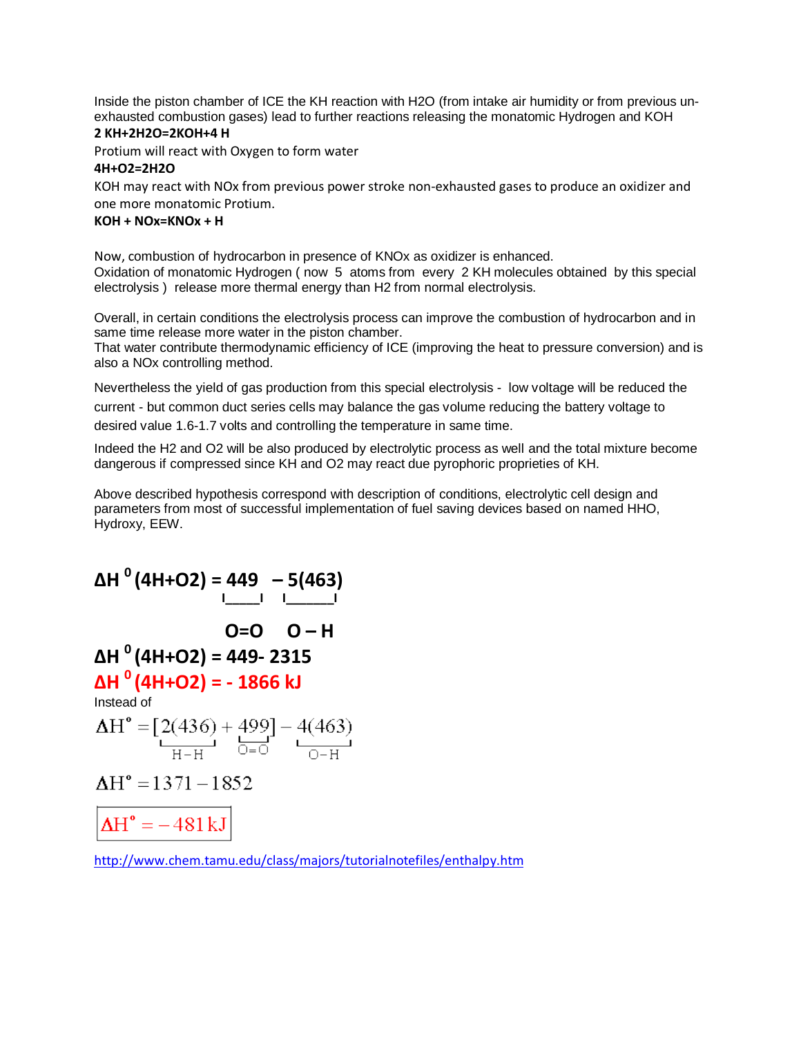Inside the piston chamber of ICE the KH reaction with $H_2O$ (from intake air humidity or from previous un-exhausted combustion gases) lead to further reactions releasing the monatomic Hydrogen and KOH

**$2 KH + 2H_2O = 2KOH + 4 H$**

Protium will react with Oxygen to form water

**$4H + O_2 = 2H_2O$**

KOH may react with NOx from previous power stroke non-exhausted gases to produce an oxidizer and one more monatomic Protium.

**$KOH + NO_x = KNO_x + H$**

Now, combustion of hydrocarbon in presence of $KNO_x$ as oxidizer is enhanced.
Oxidation of monatomic Hydrogen ( now 5 atoms from every 2 KH molecules obtained by this special electrolysis ) release more thermal energy than $H_2$ from normal electrolysis.

Overall, in certain conditions the electrolysis process can improve the combustion of hydrocarbon and in same time release more water in the piston chamber.
That water contribute thermodynamic efficiency of ICE (improving the heat to pressure conversion) and is also a NOx controlling method.

Nevertheless the yield of gas production from this special electrolysis - low voltage will be reduced the current - but common duct series cells may balance the gas volume reducing the battery voltage to desired value 1.6-1.7 volts and controlling the temperature in same time.

Indeed the $H_2$ and $O_2$ will be also produced by electrolytic process as well and the total mixture become dangerous if compressed since KH and $O_2$ may react due pyrophoric proprieties of KH.

Above described hypothesis correspond with description of conditions, electrolytic cell design and parameters from most of successful implementation of fuel saving devices based on named HHO, Hydroxy, EEW.

$$\Delta H^0(4H+O_2) = \underbrace{449}_{O=O} - \underbrace{5(463)}_{O-H}$$

$$\Delta H^0(4H+O_2) = 449 - 2315$$

$$\Delta H^0(4H+O_2) = -1866 \text{ kJ}$$

Instead of

$$\Delta H^\circ = [\underbrace{2(436)}_{H-H} + \underbrace{499}_{O=O}] - \underbrace{4(463)}_{O-H}$$

$$\Delta H^\circ = 1371 - 1852$$

$$\boxed{\Delta H^\circ = -481 \text{ kJ}}$$

http://www.chem.tamu.edu/class/majors/tutorialnotefiles/enthalpy.htm